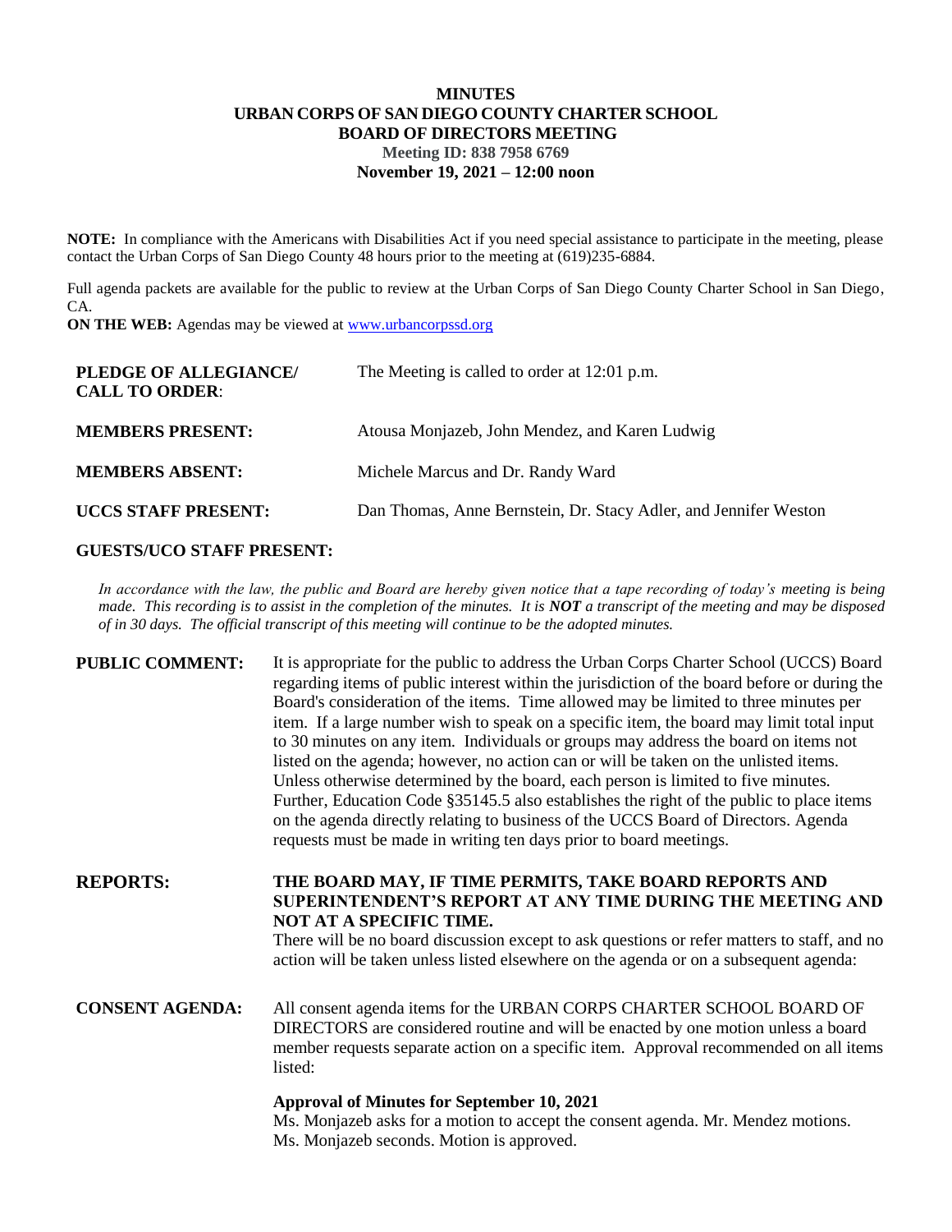# MINUTES
## URBAN CORPS OF SAN DIEGO COUNTY CHARTER SCHOOL
## BOARD OF DIRECTORS MEETING
**Meeting ID: 838 7958 6769**

**November 19, 2021 – 12:00 noon**

**NOTE:** In compliance with the Americans with Disabilities Act if you need special assistance to participate in the meeting, please contact the Urban Corps of San Diego County 48 hours prior to the meeting at (619)235-6884.

Full agenda packets are available for the public to review at the Urban Corps of San Diego County Charter School in San Diego, CA.

**ON THE WEB:** Agendas may be viewed at www.urbancorpssd.org

| | |
|---|---|
| **PLEDGE OF ALLEGIANCE/ CALL TO ORDER**: | The Meeting is called to order at 12:01 p.m. |
| **MEMBERS PRESENT:** | Atousa Monjazeb, John Mendez, and Karen Ludwig |
| **MEMBERS ABSENT:** | Michele Marcus and Dr. Randy Ward |
| **UCCS STAFF PRESENT:** | Dan Thomas, Anne Bernstein, Dr. Stacy Adler, and Jennifer Weston |

**GUESTS/UCO STAFF PRESENT:**

*In accordance with the law, the public and Board are hereby given notice that a tape recording of today's meeting is being made. This recording is to assist in the completion of the minutes. It is **NOT** a transcript of the meeting and may be disposed of in 30 days. The official transcript of this meeting will continue to be the adopted minutes.*

**PUBLIC COMMENT:** It is appropriate for the public to address the Urban Corps Charter School (UCCS) Board regarding items of public interest within the jurisdiction of the board before or during the Board's consideration of the items. Time allowed may be limited to three minutes per item. If a large number wish to speak on a specific item, the board may limit total input to 30 minutes on any item. Individuals or groups may address the board on items not listed on the agenda; however, no action can or will be taken on the unlisted items. Unless otherwise determined by the board, each person is limited to five minutes. Further, Education Code §35145.5 also establishes the right of the public to place items on the agenda directly relating to business of the UCCS Board of Directors. Agenda requests must be made in writing ten days prior to board meetings.

**REPORTS:** **THE BOARD MAY, IF TIME PERMITS, TAKE BOARD REPORTS AND SUPERINTENDENT'S REPORT AT ANY TIME DURING THE MEETING AND NOT AT A SPECIFIC TIME.**
There will be no board discussion except to ask questions or refer matters to staff, and no action will be taken unless listed elsewhere on the agenda or on a subsequent agenda:

**CONSENT AGENDA:** All consent agenda items for the URBAN CORPS CHARTER SCHOOL BOARD OF DIRECTORS are considered routine and will be enacted by one motion unless a board member requests separate action on a specific item. Approval recommended on all items listed:

**Approval of Minutes for September 10, 2021**
Ms. Monjazeb asks for a motion to accept the consent agenda. Mr. Mendez motions. Ms. Monjazeb seconds. Motion is approved.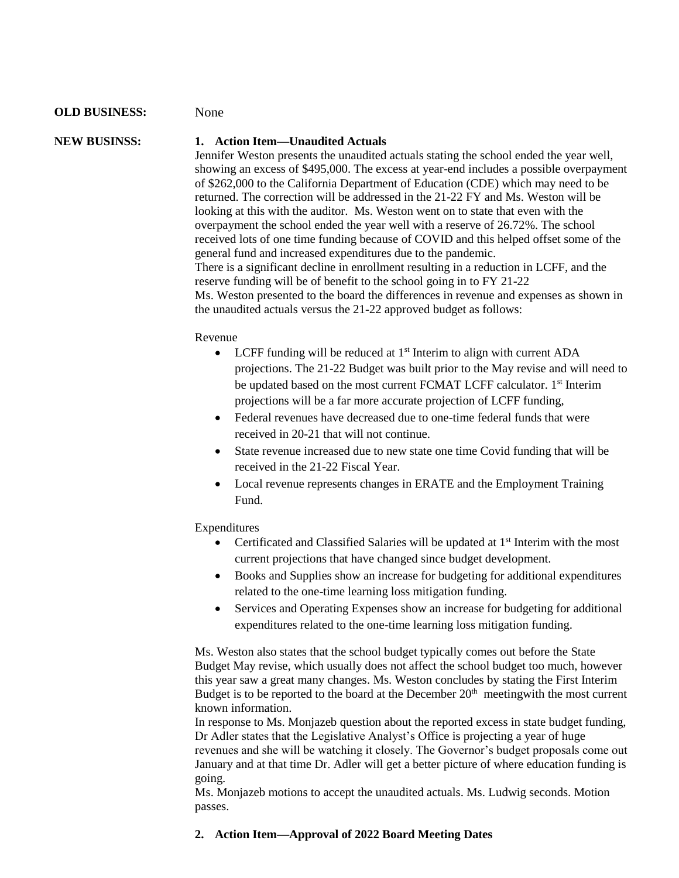**OLD BUSINESS:** None

**NEW BUSINSS:** **1. Action Item—Unaudited Actuals**

Jennifer Weston presents the unaudited actuals stating the school ended the year well, showing an excess of $495,000. The excess at year-end includes a possible overpayment of $262,000 to the California Department of Education (CDE) which may need to be returned. The correction will be addressed in the 21-22 FY and Ms. Weston will be looking at this with the auditor. Ms. Weston went on to state that even with the overpayment the school ended the year well with a reserve of 26.72%. The school received lots of one time funding because of COVID and this helped offset some of the general fund and increased expenditures due to the pandemic.

There is a significant decline in enrollment resulting in a reduction in LCFF, and the reserve funding will be of benefit to the school going in to FY 21-22

Ms. Weston presented to the board the differences in revenue and expenses as shown in the unaudited actuals versus the 21-22 approved budget as follows:

Revenue

- LCFF funding will be reduced at 1st Interim to align with current ADA projections. The 21-22 Budget was built prior to the May revise and will need to be updated based on the most current FCMAT LCFF calculator. 1st Interim projections will be a far more accurate projection of LCFF funding,
- Federal revenues have decreased due to one-time federal funds that were received in 20-21 that will not continue.
- State revenue increased due to new state one time Covid funding that will be received in the 21-22 Fiscal Year.
- Local revenue represents changes in ERATE and the Employment Training Fund.

Expenditures

- Certificated and Classified Salaries will be updated at 1st Interim with the most current projections that have changed since budget development.
- Books and Supplies show an increase for budgeting for additional expenditures related to the one-time learning loss mitigation funding.
- Services and Operating Expenses show an increase for budgeting for additional expenditures related to the one-time learning loss mitigation funding.

Ms. Weston also states that the school budget typically comes out before the State Budget May revise, which usually does not affect the school budget too much, however this year saw a great many changes. Ms. Weston concludes by stating the First Interim Budget is to be reported to the board at the December 20th meetingwith the most current known information.

In response to Ms. Monjazeb question about the reported excess in state budget funding, Dr Adler states that the Legislative Analyst's Office is projecting a year of huge revenues and she will be watching it closely. The Governor's budget proposals come out January and at that time Dr. Adler will get a better picture of where education funding is going.

Ms. Monjazeb motions to accept the unaudited actuals. Ms. Ludwig seconds. Motion passes.

**2. Action Item—Approval of 2022 Board Meeting Dates**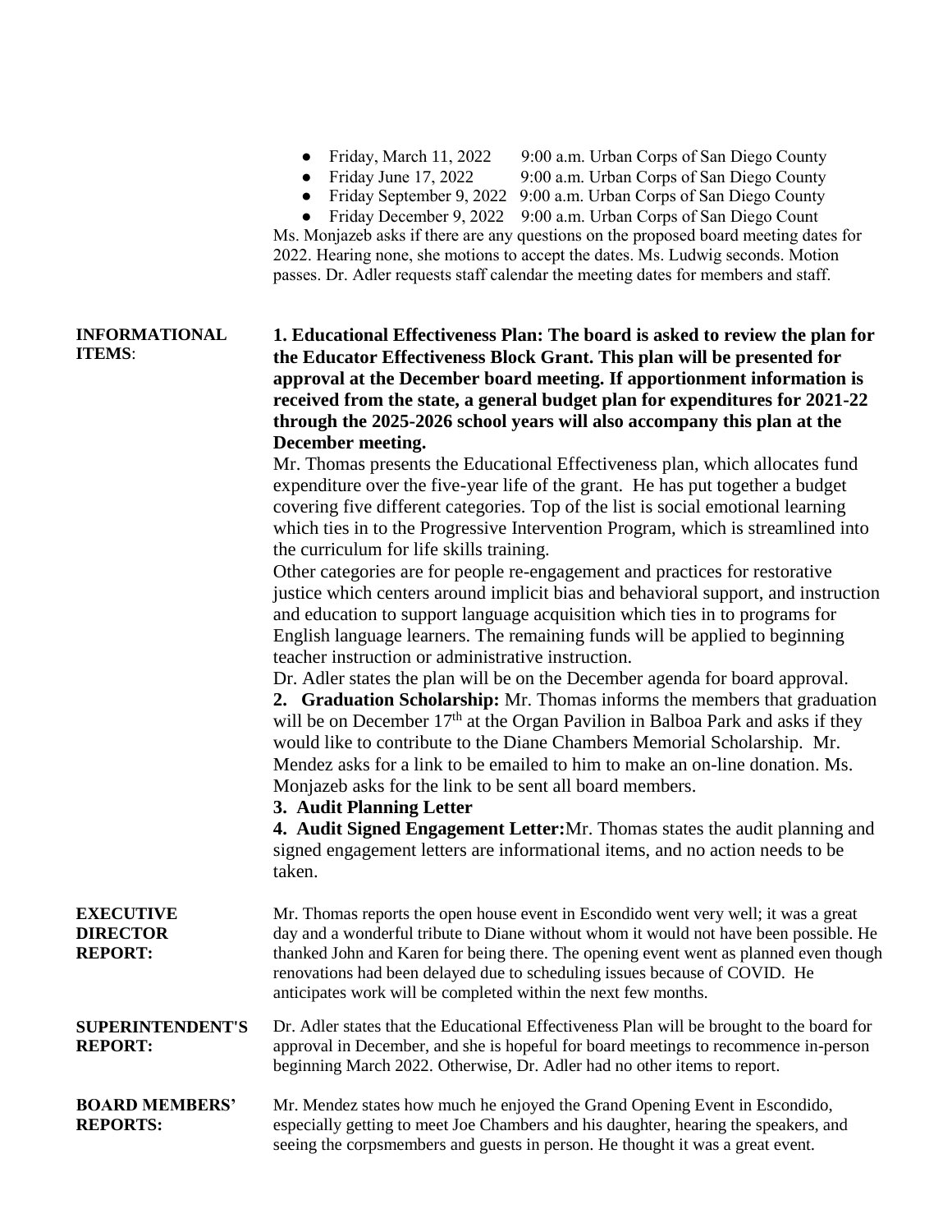- Friday, March 11, 2022 9:00 a.m. Urban Corps of San Diego County
- Friday June 17, 2022 9:00 a.m. Urban Corps of San Diego County
- Friday September 9, 2022 9:00 a.m. Urban Corps of San Diego County
- Friday December 9, 2022 9:00 a.m. Urban Corps of San Diego Count

Ms. Monjazeb asks if there are any questions on the proposed board meeting dates for 2022. Hearing none, she motions to accept the dates. Ms. Ludwig seconds. Motion passes. Dr. Adler requests staff calendar the meeting dates for members and staff.

**INFORMATIONAL ITEMS**:

**1. Educational Effectiveness Plan: The board is asked to review the plan for the Educator Effectiveness Block Grant. This plan will be presented for approval at the December board meeting. If apportionment information is received from the state, a general budget plan for expenditures for 2021-22 through the 2025-2026 school years will also accompany this plan at the December meeting.**

Mr. Thomas presents the Educational Effectiveness plan, which allocates fund expenditure over the five-year life of the grant. He has put together a budget covering five different categories. Top of the list is social emotional learning which ties in to the Progressive Intervention Program, which is streamlined into the curriculum for life skills training.

Other categories are for people re-engagement and practices for restorative justice which centers around implicit bias and behavioral support, and instruction and education to support language acquisition which ties in to programs for English language learners. The remaining funds will be applied to beginning teacher instruction or administrative instruction.

Dr. Adler states the plan will be on the December agenda for board approval.

**2. Graduation Scholarship:** Mr. Thomas informs the members that graduation will be on December 17th at the Organ Pavilion in Balboa Park and asks if they would like to contribute to the Diane Chambers Memorial Scholarship. Mr. Mendez asks for a link to be emailed to him to make an on-line donation. Ms. Monjazeb asks for the link to be sent all board members.

**3. Audit Planning Letter**

**4. Audit Signed Engagement Letter:**Mr. Thomas states the audit planning and signed engagement letters are informational items, and no action needs to be taken.

**EXECUTIVE DIRECTOR REPORT:**

Mr. Thomas reports the open house event in Escondido went very well; it was a great day and a wonderful tribute to Diane without whom it would not have been possible. He thanked John and Karen for being there. The opening event went as planned even though renovations had been delayed due to scheduling issues because of COVID. He anticipates work will be completed within the next few months.

**SUPERINTENDENT'S REPORT:**

Dr. Adler states that the Educational Effectiveness Plan will be brought to the board for approval in December, and she is hopeful for board meetings to recommence in-person beginning March 2022. Otherwise, Dr. Adler had no other items to report.

**BOARD MEMBERS' REPORTS:**

Mr. Mendez states how much he enjoyed the Grand Opening Event in Escondido, especially getting to meet Joe Chambers and his daughter, hearing the speakers, and seeing the corpsmembers and guests in person. He thought it was a great event.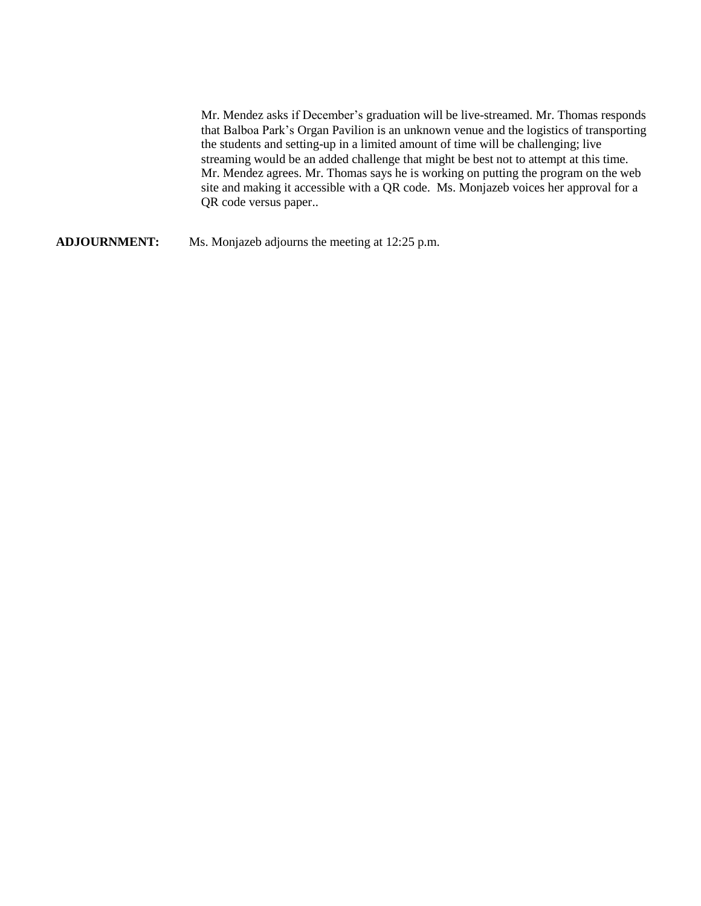Mr. Mendez asks if December's graduation will be live-streamed. Mr. Thomas responds that Balboa Park's Organ Pavilion is an unknown venue and the logistics of transporting the students and setting-up in a limited amount of time will be challenging; live streaming would be an added challenge that might be best not to attempt at this time. Mr. Mendez agrees. Mr. Thomas says he is working on putting the program on the web site and making it accessible with a QR code. Ms. Monjazeb voices her approval for a QR code versus paper..

**ADJOURNMENT:** Ms. Monjazeb adjourns the meeting at 12:25 p.m.